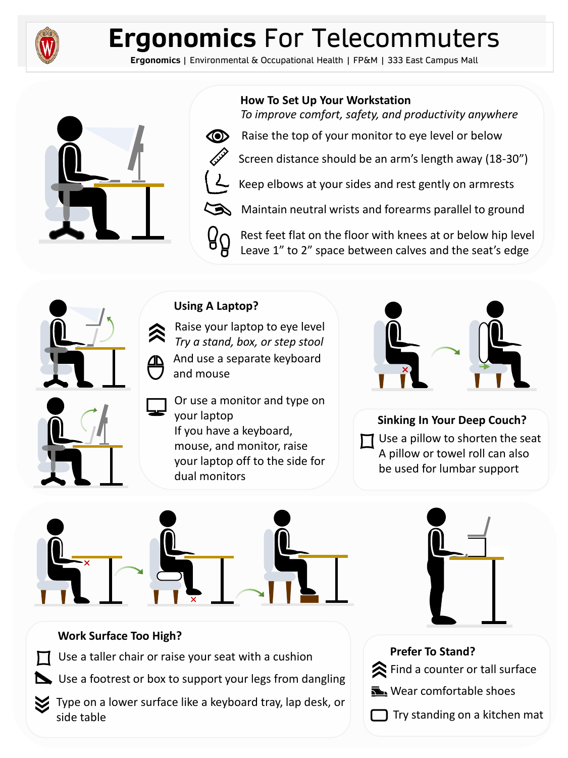# Ergonomics For Telecommuters

**Ergonomics** | Environmental & Occupational Health | FP&M | 333 East Campus Mall

## How To Set Up Your Workstation

*To improve comfort, safety, and productivity anywhere*

- Raise the top of your monitor to eye level or below
- Screen distance should be an arm's length away (18-30")
- Keep elbows at your sides and rest gently on armrests
- Maintain neutral wrists and forearms parallel to ground
- Rest feet flat on the floor with knees at or below hip level
  Leave 1" to 2" space between calves and the seat's edge

## Using A Laptop?

- Raise your laptop to eye level
  *Try a stand, box, or step stool*
- And use a separate keyboard and mouse
- Or use a monitor and type on your laptop
  If you have a keyboard, mouse, and monitor, raise your laptop off to the side for dual monitors

## Sinking In Your Deep Couch?

- Use a pillow to shorten the seat
  A pillow or towel roll can also be used for lumbar support

## Work Surface Too High?

- Use a taller chair or raise your seat with a cushion
- Use a footrest or box to support your legs from dangling
- Type on a lower surface like a keyboard tray, lap desk, or side table

## Prefer To Stand?

- Find a counter or tall surface
- Wear comfortable shoes
- Try standing on a kitchen mat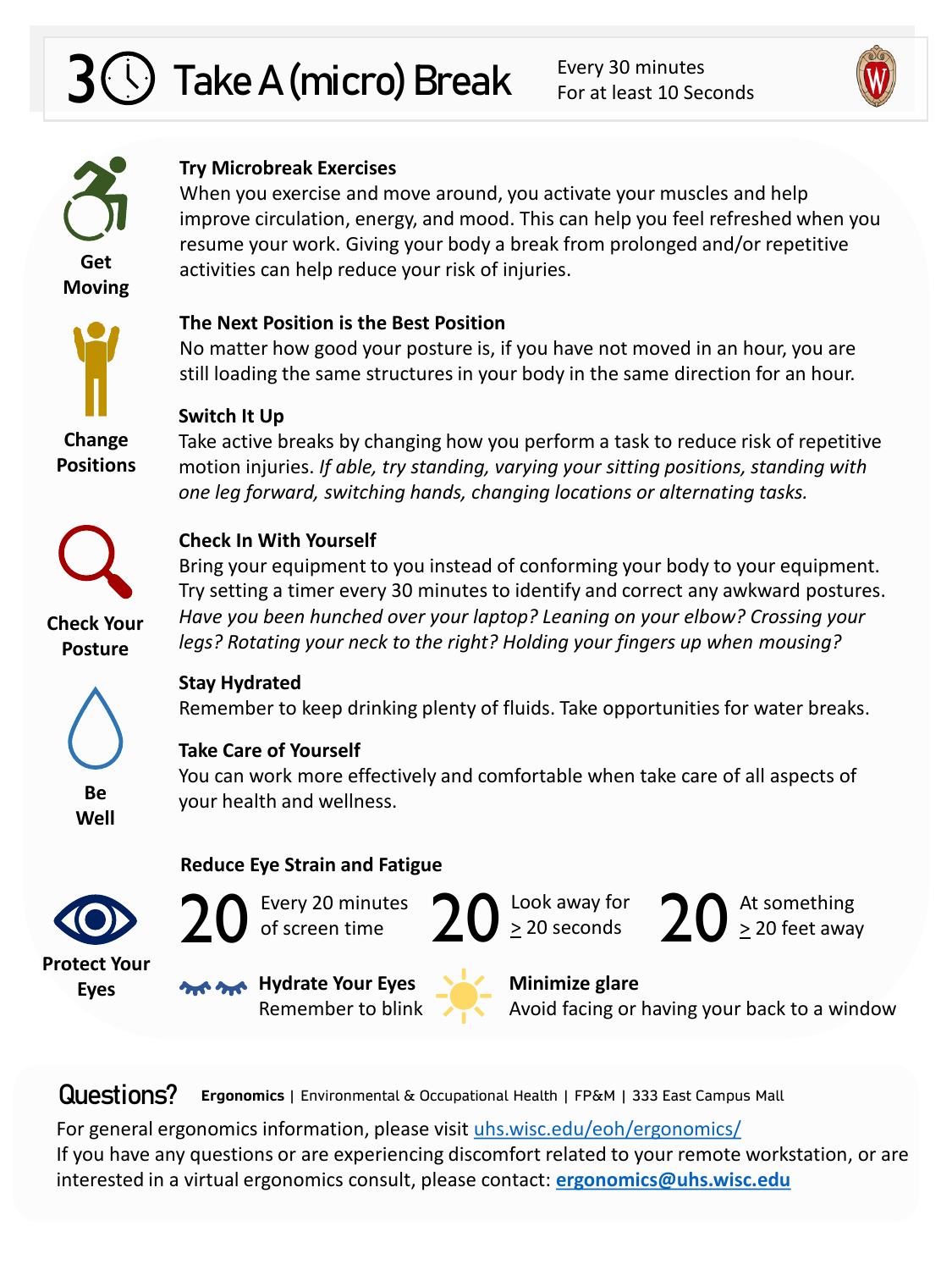# 30 Take A (micro) Break

Every 30 minutes
For at least 10 Seconds

**Get Moving**

### Try Microbreak Exercises

When you exercise and move around, you activate your muscles and help improve circulation, energy, and mood. This can help you feel refreshed when you resume your work. Giving your body a break from prolonged and/or repetitive activities can help reduce your risk of injuries.

**Change Positions**

### The Next Position is the Best Position

No matter how good your posture is, if you have not moved in an hour, you are still loading the same structures in your body in the same direction for an hour.

### Switch It Up

Take active breaks by changing how you perform a task to reduce risk of repetitive motion injuries. *If able, try standing, varying your sitting positions, standing with one leg forward, switching hands, changing locations or alternating tasks.*

**Check Your Posture**

### Check In With Yourself

Bring your equipment to you instead of conforming your body to your equipment. Try setting a timer every 30 minutes to identify and correct any awkward postures. *Have you been hunched over your laptop? Leaning on your elbow? Crossing your legs? Rotating your neck to the right? Holding your fingers up when mousing?*

**Be Well**

### Stay Hydrated

Remember to keep drinking plenty of fluids. Take opportunities for water breaks.

### Take Care of Yourself

You can work more effectively and comfortable when take care of all aspects of your health and wellness.

**Protect Your Eyes**

### Reduce Eye Strain and Fatigue

**20** Every 20 minutes of screen time **20** Look away for ≥ 20 seconds **20** At something ≥ 20 feet away

**Hydrate Your Eyes**
Remember to blink

**Minimize glare**
Avoid facing or having your back to a window

## Questions?

**Ergonomics** | Environmental & Occupational Health | FP&M | 333 East Campus Mall

For general ergonomics information, please visit uhs.wisc.edu/eoh/ergonomics/

If you have any questions or are experiencing discomfort related to your remote workstation, or are interested in a virtual ergonomics consult, please contact: **ergonomics@uhs.wisc.edu**